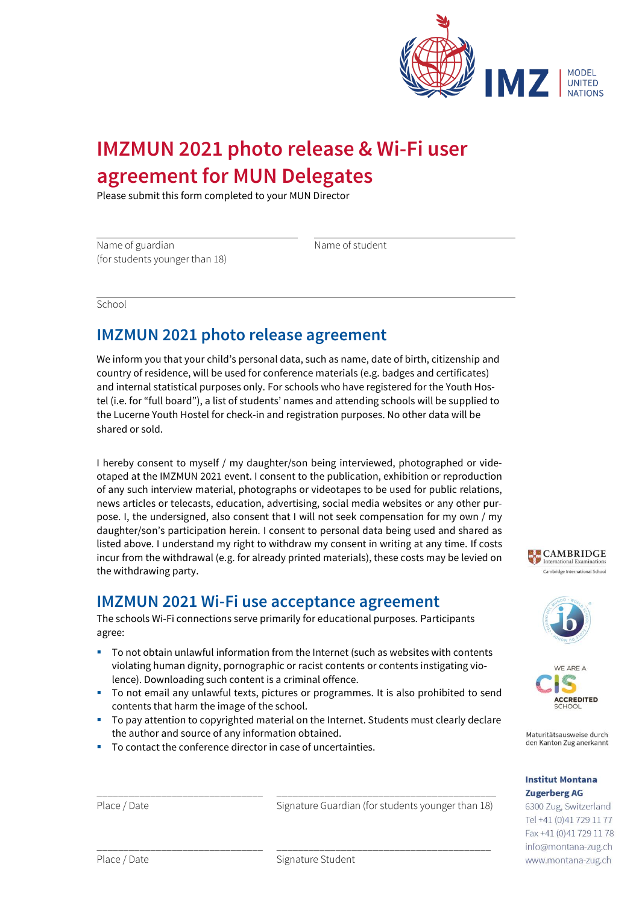IMZ MODEL UNITED NATIONS

# IMZMUN 2021 photo release & Wi-Fi user agreement for MUN Delegates

Please submit this form completed to your MUN Director

Name of guardian (for students younger than 18)

Name of student

School

## IMZMUN 2021 photo release agreement

We inform you that your child's personal data, such as name, date of birth, citizenship and country of residence, will be used for conference materials (e.g. badges and certificates) and internal statistical purposes only. For schools who have registered for the Youth Hostel (i.e. for "full board"), a list of students' names and attending schools will be supplied to the Lucerne Youth Hostel for check-in and registration purposes. No other data will be shared or sold.

I hereby consent to myself / my daughter/son being interviewed, photographed or videotaped at the IMZMUN 2021 event. I consent to the publication, exhibition or reproduction of any such interview material, photographs or videotapes to be used for public relations, news articles or telecasts, education, advertising, social media websites or any other purpose. I, the undersigned, also consent that I will not seek compensation for my own / my daughter/son's participation herein. I consent to personal data being used and shared as listed above. I understand my right to withdraw my consent in writing at any time. If costs incur from the withdrawal (e.g. for already printed materials), these costs may be levied on the withdrawing party.

## IMZMUN 2021 Wi-Fi use acceptance agreement

The schools Wi-Fi connections serve primarily for educational purposes. Participants agree:

- To not obtain unlawful information from the Internet (such as websites with contents violating human dignity, pornographic or racist contents or contents instigating violence). Downloading such content is a criminal offence.
- To not email any unlawful texts, pictures or programmes. It is also prohibited to send contents that harm the image of the school.
- To pay attention to copyrighted material on the Internet. Students must clearly declare the author and source of any information obtained.
- To contact the conference director in case of uncertainties.

_______________________________ Place / Date

_______________________________ Signature Guardian (for students younger than 18)

_______________________________ Place / Date

_______________________________ Signature Student

CAMBRIDGE International Examinations
Cambridge International School

WE ARE A CIS ACCREDITED SCHOOL

Maturitätsausweise durch den Kanton Zug anerkannt

**Institut Montana Zugerberg AG**
6300 Zug, Switzerland
Tel +41 (0)41 729 11 77
Fax +41 (0)41 729 11 78
info@montana-zug.ch
www.montana-zug.ch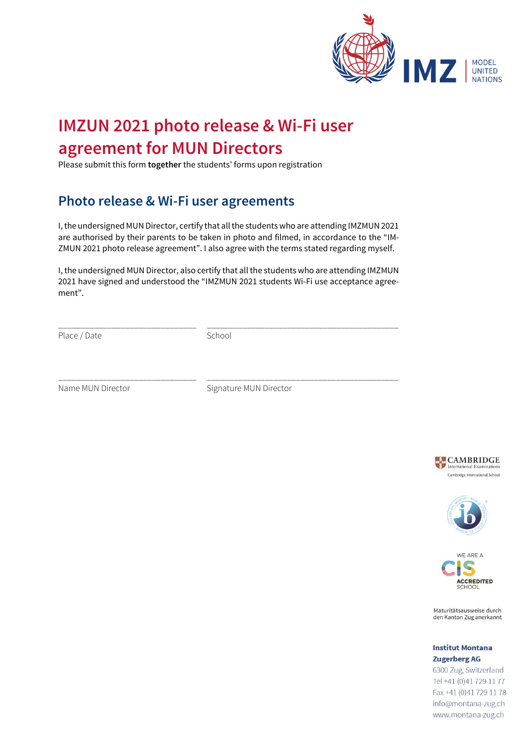# IMZUN 2021 photo release & Wi-Fi user agreement for MUN Directors

Please submit this form **together** the students' forms upon registration

## Photo release & Wi-Fi user agreements

I, the undersigned MUN Director, certify that all the students who are attending IMZMUN 2021 are authorised by their parents to be taken in photo and filmed, in accordance to the "IMZMUN 2021 photo release agreement". I also agree with the terms stated regarding myself.

I, the undersigned MUN Director, also certify that all the students who are attending IMZMUN 2021 have signed and understood the "IMZMUN 2021 students Wi-Fi use acceptance agreement".

\_\_\_\_\_\_\_\_\_\_\_\_\_\_\_\_\_\_\_\_\_\_\_\_\_\_\_\_\_\_ \_\_\_\_\_\_\_\_\_\_\_\_\_\_\_\_\_\_\_\_\_\_\_\_\_\_\_\_\_\_\_\_\_\_\_\_\_\_\_\_\_\_

Place / Date School

\_\_\_\_\_\_\_\_\_\_\_\_\_\_\_\_\_\_\_\_\_\_\_\_\_\_\_\_\_\_ \_\_\_\_\_\_\_\_\_\_\_\_\_\_\_\_\_\_\_\_\_\_\_\_\_\_\_\_\_\_\_\_\_\_\_\_\_\_\_\_\_\_

Name MUN Director Signature MUN Director

Maturitätsausweise durch den Kanton Zug anerkannt

**Institut Montana Zugerberg AG**
6300 Zug, Switzerland
Tel +41 (0)41 729 11 77
Fax +41 (0)41 729 11 78
info@montana-zug.ch
www.montana-zug.ch